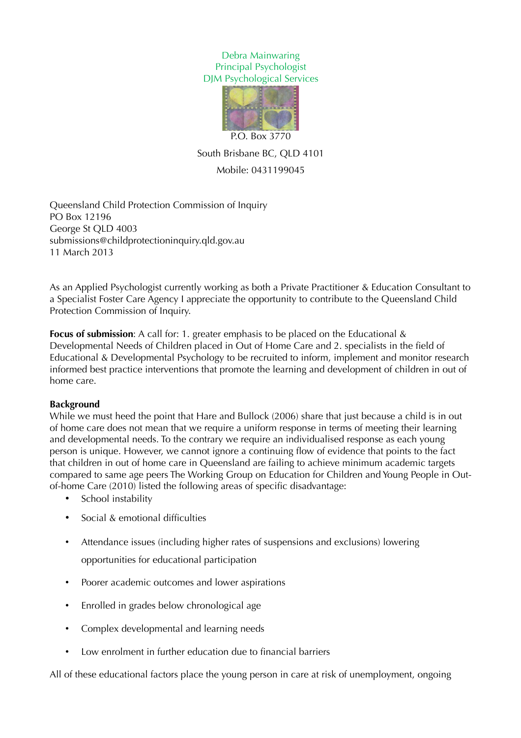Debra Mainwaring
Principal Psychologist
DJM Psychological Services

P.O. Box 3770

South Brisbane BC, QLD 4101

Mobile: 0431199045

Queensland Child Protection Commission of Inquiry
PO Box 12196
George St QLD 4003
submissions@childprotectioninquiry.qld.gov.au
11 March 2013

As an Applied Psychologist currently working as both a Private Practitioner & Education Consultant to a Specialist Foster Care Agency I appreciate the opportunity to contribute to the Queensland Child Protection Commission of Inquiry.

**Focus of submission**: A call for: 1. greater emphasis to be placed on the Educational & Developmental Needs of Children placed in Out of Home Care and 2. specialists in the field of Educational & Developmental Psychology to be recruited to inform, implement and monitor research informed best practice interventions that promote the learning and development of children in out of home care.

**Background**

While we must heed the point that Hare and Bullock (2006) share that just because a child is in out of home care does not mean that we require a uniform response in terms of meeting their learning and developmental needs. To the contrary we require an individualised response as each young person is unique. However, we cannot ignore a continuing flow of evidence that points to the fact that children in out of home care in Queensland are failing to achieve minimum academic targets compared to same age peers The Working Group on Education for Children and Young People in Out-of-home Care (2010) listed the following areas of specific disadvantage:

- School instability
- Social & emotional difficulties
- Attendance issues (including higher rates of suspensions and exclusions) lowering opportunities for educational participation
- Poorer academic outcomes and lower aspirations
- Enrolled in grades below chronological age
- Complex developmental and learning needs
- Low enrolment in further education due to financial barriers

All of these educational factors place the young person in care at risk of unemployment, ongoing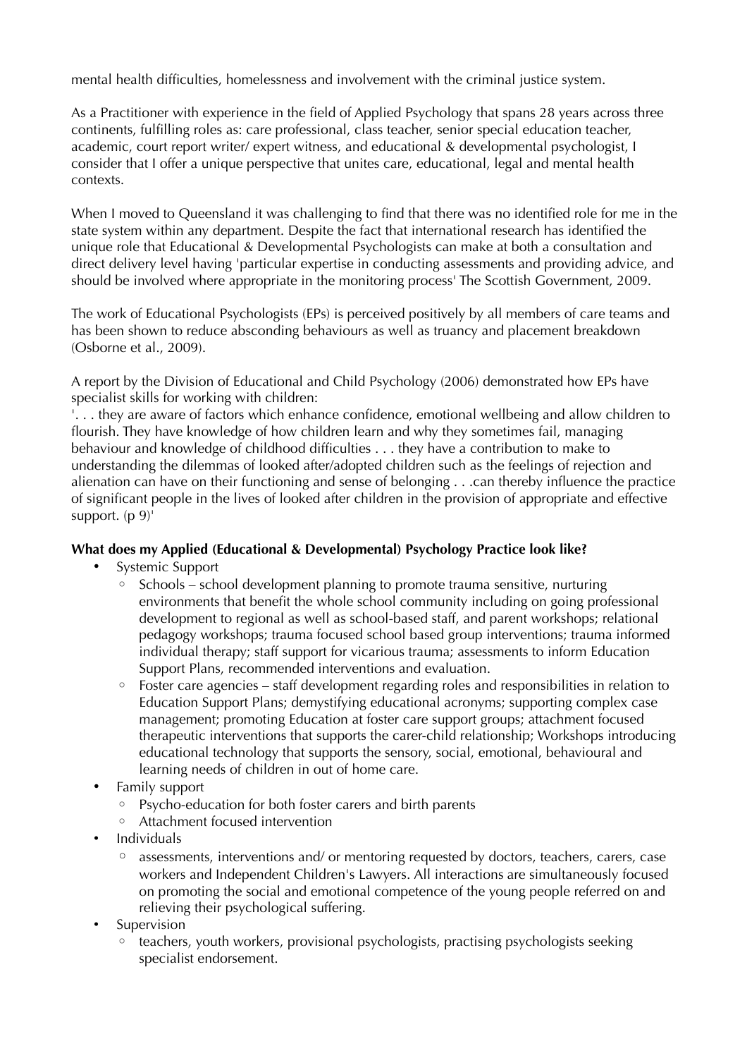mental health difficulties, homelessness and involvement with the criminal justice system.

As a Practitioner with experience in the field of Applied Psychology that spans 28 years across three continents, fulfilling roles as: care professional, class teacher, senior special education teacher, academic, court report writer/ expert witness, and educational & developmental psychologist, I consider that I offer a unique perspective that unites care, educational, legal and mental health contexts.

When I moved to Queensland it was challenging to find that there was no identified role for me in the state system within any department. Despite the fact that international research has identified the unique role that Educational & Developmental Psychologists can make at both a consultation and direct delivery level having 'particular expertise in conducting assessments and providing advice, and should be involved where appropriate in the monitoring process' The Scottish Government, 2009.

The work of Educational Psychologists (EPs) is perceived positively by all members of care teams and has been shown to reduce absconding behaviours as well as truancy and placement breakdown (Osborne et al., 2009).

A report by the Division of Educational and Child Psychology (2006) demonstrated how EPs have specialist skills for working with children:
'. . . they are aware of factors which enhance confidence, emotional wellbeing and allow children to flourish. They have knowledge of how children learn and why they sometimes fail, managing behaviour and knowledge of childhood difficulties . . . they have a contribution to make to understanding the dilemmas of looked after/adopted children such as the feelings of rejection and alienation can have on their functioning and sense of belonging . . .can thereby influence the practice of significant people in the lives of looked after children in the provision of appropriate and effective support. (p 9)'

**What does my Applied (Educational & Developmental) Psychology Practice look like?**

- Systemic Support
  - Schools – school development planning to promote trauma sensitive, nurturing environments that benefit the whole school community including on going professional development to regional as well as school-based staff, and parent workshops; relational pedagogy workshops; trauma focused school based group interventions; trauma informed individual therapy; staff support for vicarious trauma; assessments to inform Education Support Plans, recommended interventions and evaluation.
  - Foster care agencies – staff development regarding roles and responsibilities in relation to Education Support Plans; demystifying educational acronyms; supporting complex case management; promoting Education at foster care support groups; attachment focused therapeutic interventions that supports the carer-child relationship; Workshops introducing educational technology that supports the sensory, social, emotional, behavioural and learning needs of children in out of home care.
- Family support
  - Psycho-education for both foster carers and birth parents
  - Attachment focused intervention
- Individuals
  - assessments, interventions and/ or mentoring requested by doctors, teachers, carers, case workers and Independent Children's Lawyers. All interactions are simultaneously focused on promoting the social and emotional competence of the young people referred on and relieving their psychological suffering.
- Supervision
  - teachers, youth workers, provisional psychologists, practising psychologists seeking specialist endorsement.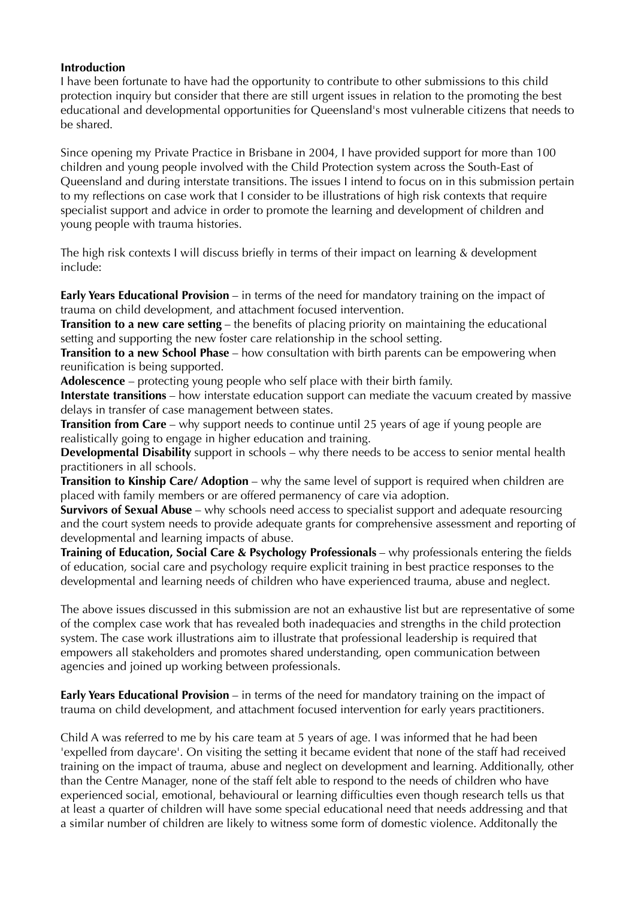**Introduction**

I have been fortunate to have had the opportunity to contribute to other submissions to this child protection inquiry but consider that there are still urgent issues in relation to the promoting the best educational and developmental opportunities for Queensland's most vulnerable citizens that needs to be shared.

Since opening my Private Practice in Brisbane in 2004, I have provided support for more than 100 children and young people involved with the Child Protection system across the South-East of Queensland and during interstate transitions. The issues I intend to focus on in this submission pertain to my reflections on case work that I consider to be illustrations of high risk contexts that require specialist support and advice in order to promote the learning and development of children and young people with trauma histories.

The high risk contexts I will discuss briefly in terms of their impact on learning & development include:

**Early Years Educational Provision** – in terms of the need for mandatory training on the impact of trauma on child development, and attachment focused intervention.
**Transition to a new care setting** – the benefits of placing priority on maintaining the educational setting and supporting the new foster care relationship in the school setting.
**Transition to a new School Phase** – how consultation with birth parents can be empowering when reunification is being supported.
**Adolescence** – protecting young people who self place with their birth family.
**Interstate transitions** – how interstate education support can mediate the vacuum created by massive delays in transfer of case management between states.
**Transition from Care** – why support needs to continue until 25 years of age if young people are realistically going to engage in higher education and training.
**Developmental Disability** support in schools – why there needs to be access to senior mental health practitioners in all schools.
**Transition to Kinship Care/ Adoption** – why the same level of support is required when children are placed with family members or are offered permanency of care via adoption.
**Survivors of Sexual Abuse** – why schools need access to specialist support and adequate resourcing and the court system needs to provide adequate grants for comprehensive assessment and reporting of developmental and learning impacts of abuse.
**Training of Education, Social Care & Psychology Professionals** – why professionals entering the fields of education, social care and psychology require explicit training in best practice responses to the developmental and learning needs of children who have experienced trauma, abuse and neglect.

The above issues discussed in this submission are not an exhaustive list but are representative of some of the complex case work that has revealed both inadequacies and strengths in the child protection system. The case work illustrations aim to illustrate that professional leadership is required that empowers all stakeholders and promotes shared understanding, open communication between agencies and joined up working between professionals.

**Early Years Educational Provision** – in terms of the need for mandatory training on the impact of trauma on child development, and attachment focused intervention for early years practitioners.

Child A was referred to me by his care team at 5 years of age. I was informed that he had been 'expelled from daycare'. On visiting the setting it became evident that none of the staff had received training on the impact of trauma, abuse and neglect on development and learning. Additionally, other than the Centre Manager, none of the staff felt able to respond to the needs of children who have experienced social, emotional, behavioural or learning difficulties even though research tells us that at least a quarter of children will have some special educational need that needs addressing and that a similar number of children are likely to witness some form of domestic violence. Additonally the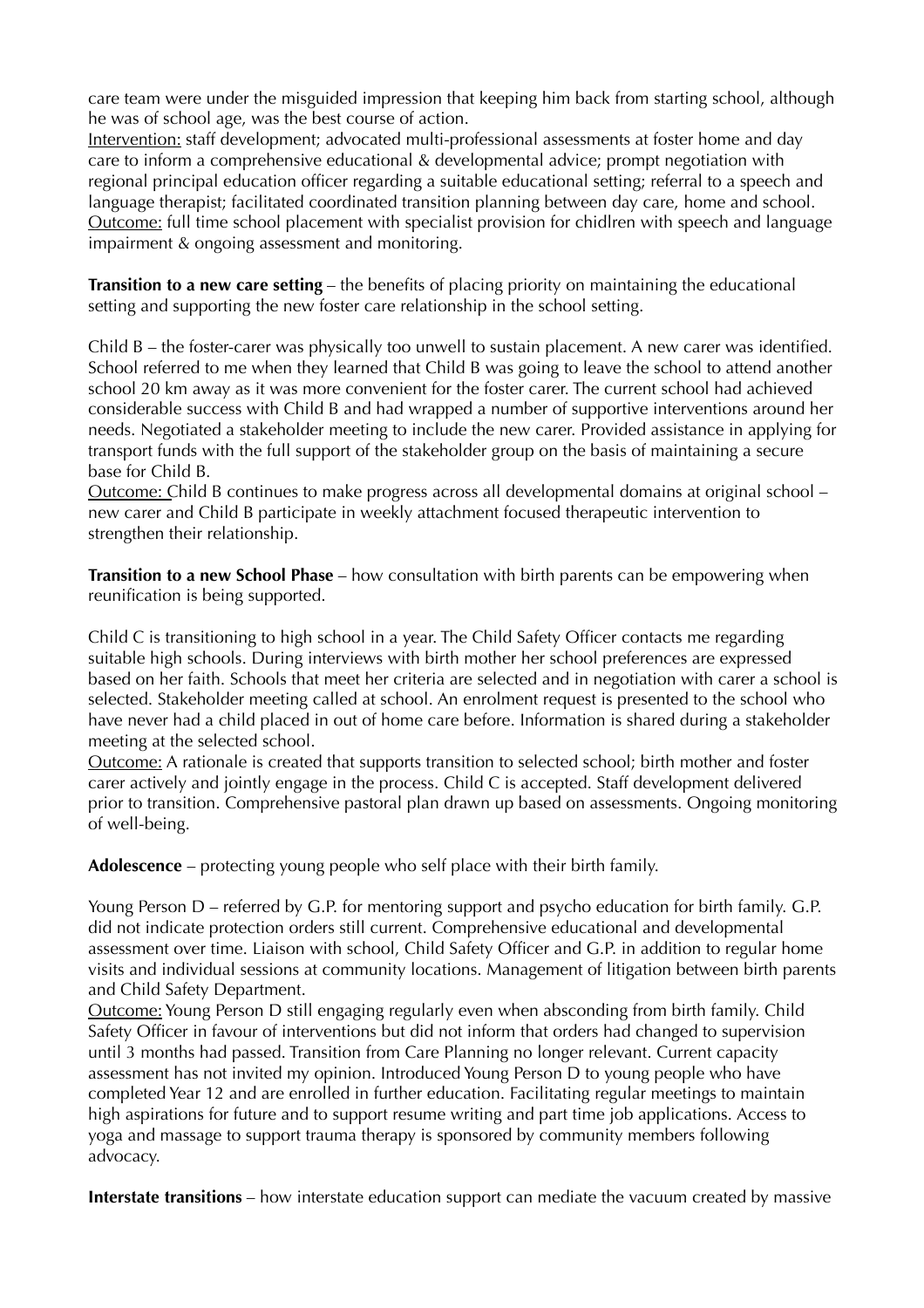care team were under the misguided impression that keeping him back from starting school, although he was of school age, was the best course of action.
Intervention: staff development; advocated multi-professional assessments at foster home and day care to inform a comprehensive educational & developmental advice; prompt negotiation with regional principal education officer regarding a suitable educational setting; referral to a speech and language therapist; facilitated coordinated transition planning between day care, home and school.
Outcome: full time school placement with specialist provision for chidlren with speech and language impairment & ongoing assessment and monitoring.

**Transition to a new care setting** – the benefits of placing priority on maintaining the educational setting and supporting the new foster care relationship in the school setting.

Child B – the foster-carer was physically too unwell to sustain placement. A new carer was identified. School referred to me when they learned that Child B was going to leave the school to attend another school 20 km away as it was more convenient for the foster carer. The current school had achieved considerable success with Child B and had wrapped a number of supportive interventions around her needs. Negotiated a stakeholder meeting to include the new carer. Provided assistance in applying for transport funds with the full support of the stakeholder group on the basis of maintaining a secure base for Child B.
Outcome: Child B continues to make progress across all developmental domains at original school – new carer and Child B participate in weekly attachment focused therapeutic intervention to strengthen their relationship.

**Transition to a new School Phase** – how consultation with birth parents can be empowering when reunification is being supported.

Child C is transitioning to high school in a year. The Child Safety Officer contacts me regarding suitable high schools. During interviews with birth mother her school preferences are expressed based on her faith. Schools that meet her criteria are selected and in negotiation with carer a school is selected. Stakeholder meeting called at school. An enrolment request is presented to the school who have never had a child placed in out of home care before. Information is shared during a stakeholder meeting at the selected school.
Outcome: A rationale is created that supports transition to selected school; birth mother and foster carer actively and jointly engage in the process. Child C is accepted. Staff development delivered prior to transition. Comprehensive pastoral plan drawn up based on assessments. Ongoing monitoring of well-being.

**Adolescence** – protecting young people who self place with their birth family.

Young Person D – referred by G.P. for mentoring support and psycho education for birth family. G.P. did not indicate protection orders still current. Comprehensive educational and developmental assessment over time. Liaison with school, Child Safety Officer and G.P. in addition to regular home visits and individual sessions at community locations. Management of litigation between birth parents and Child Safety Department.
Outcome: Young Person D still engaging regularly even when absconding from birth family. Child Safety Officer in favour of interventions but did not inform that orders had changed to supervision until 3 months had passed. Transition from Care Planning no longer relevant. Current capacity assessment has not invited my opinion. Introduced Young Person D to young people who have completed Year 12 and are enrolled in further education. Facilitating regular meetings to maintain high aspirations for future and to support resume writing and part time job applications. Access to yoga and massage to support trauma therapy is sponsored by community members following advocacy.

**Interstate transitions** – how interstate education support can mediate the vacuum created by massive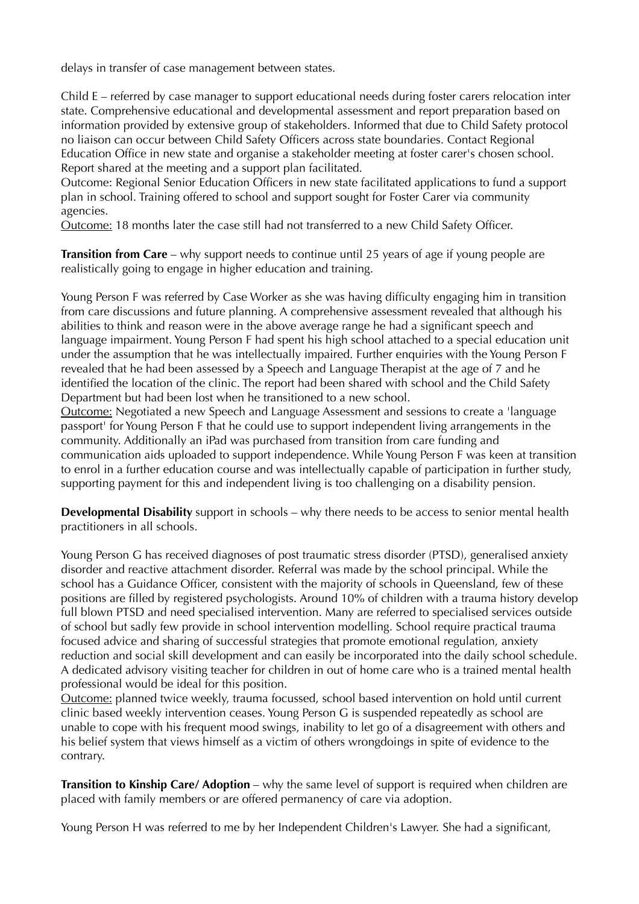delays in transfer of case management between states.

Child E – referred by case manager to support educational needs during foster carers relocation inter state. Comprehensive educational and developmental assessment and report preparation based on information provided by extensive group of stakeholders. Informed that due to Child Safety protocol no liaison can occur between Child Safety Officers across state boundaries. Contact Regional Education Office in new state and organise a stakeholder meeting at foster carer's chosen school. Report shared at the meeting and a support plan facilitated.
Outcome: Regional Senior Education Officers in new state facilitated applications to fund a support plan in school. Training offered to school and support sought for Foster Carer via community agencies.
<u>Outcome:</u> 18 months later the case still had not transferred to a new Child Safety Officer.

**Transition from Care** – why support needs to continue until 25 years of age if young people are realistically going to engage in higher education and training.

Young Person F was referred by Case Worker as she was having difficulty engaging him in transition from care discussions and future planning. A comprehensive assessment revealed that although his abilities to think and reason were in the above average range he had a significant speech and language impairment. Young Person F had spent his high school attached to a special education unit under the assumption that he was intellectually impaired. Further enquiries with the Young Person F revealed that he had been assessed by a Speech and Language Therapist at the age of 7 and he identified the location of the clinic. The report had been shared with school and the Child Safety Department but had been lost when he transitioned to a new school.
<u>Outcome:</u> Negotiated a new Speech and Language Assessment and sessions to create a 'language passport' for Young Person F that he could use to support independent living arrangements in the community. Additionally an iPad was purchased from transition from care funding and communication aids uploaded to support independence. While Young Person F was keen at transition to enrol in a further education course and was intellectually capable of participation in further study, supporting payment for this and independent living is too challenging on a disability pension.

**Developmental Disability** support in schools – why there needs to be access to senior mental health practitioners in all schools.

Young Person G has received diagnoses of post traumatic stress disorder (PTSD), generalised anxiety disorder and reactive attachment disorder. Referral was made by the school principal. While the school has a Guidance Officer, consistent with the majority of schools in Queensland, few of these positions are filled by registered psychologists. Around 10% of children with a trauma history develop full blown PTSD and need specialised intervention. Many are referred to specialised services outside of school but sadly few provide in school intervention modelling. School require practical trauma focused advice and sharing of successful strategies that promote emotional regulation, anxiety reduction and social skill development and can easily be incorporated into the daily school schedule. A dedicated advisory visiting teacher for children in out of home care who is a trained mental health professional would be ideal for this position.
<u>Outcome:</u> planned twice weekly, trauma focussed, school based intervention on hold until current clinic based weekly intervention ceases. Young Person G is suspended repeatedly as school are unable to cope with his frequent mood swings, inability to let go of a disagreement with others and his belief system that views himself as a victim of others wrongdoings in spite of evidence to the contrary.

**Transition to Kinship Care/ Adoption** – why the same level of support is required when children are placed with family members or are offered permanency of care via adoption.

Young Person H was referred to me by her Independent Children's Lawyer. She had a significant,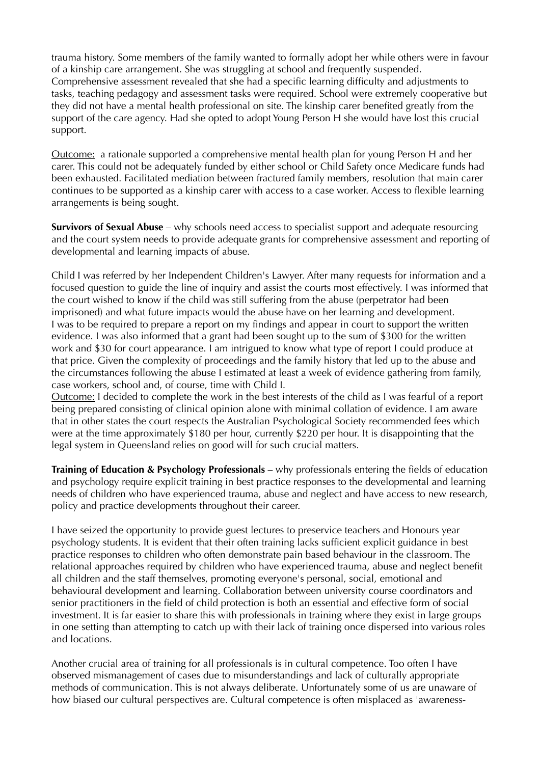trauma history. Some members of the family wanted to formally adopt her while others were in favour of a kinship care arrangement. She was struggling at school and frequently suspended. Comprehensive assessment revealed that she had a specific learning difficulty and adjustments to tasks, teaching pedagogy and assessment tasks were required. School were extremely cooperative but they did not have a mental health professional on site. The kinship carer benefited greatly from the support of the care agency. Had she opted to adopt Young Person H she would have lost this crucial support.

<u>Outcome:</u> a rationale supported a comprehensive mental health plan for young Person H and her carer. This could not be adequately funded by either school or Child Safety once Medicare funds had been exhausted. Facilitated mediation between fractured family members, resolution that main carer continues to be supported as a kinship carer with access to a case worker. Access to flexible learning arrangements is being sought.

**Survivors of Sexual Abuse** – why schools need access to specialist support and adequate resourcing and the court system needs to provide adequate grants for comprehensive assessment and reporting of developmental and learning impacts of abuse.

Child I was referred by her Independent Children's Lawyer. After many requests for information and a focused question to guide the line of inquiry and assist the courts most effectively. I was informed that the court wished to know if the child was still suffering from the abuse (perpetrator had been imprisoned) and what future impacts would the abuse have on her learning and development. I was to be required to prepare a report on my findings and appear in court to support the written evidence. I was also informed that a grant had been sought up to the sum of $300 for the written work and $30 for court appearance. I am intrigued to know what type of report I could produce at that price. Given the complexity of proceedings and the family history that led up to the abuse and the circumstances following the abuse I estimated at least a week of evidence gathering from family, case workers, school and, of course, time with Child I.
<u>Outcome:</u> I decided to complete the work in the best interests of the child as I was fearful of a report being prepared consisting of clinical opinion alone with minimal collation of evidence. I am aware that in other states the court respects the Australian Psychological Society recommended fees which were at the time approximately $180 per hour, currently $220 per hour. It is disappointing that the legal system in Queensland relies on good will for such crucial matters.

**Training of Education & Psychology Professionals** – why professionals entering the fields of education and psychology require explicit training in best practice responses to the developmental and learning needs of children who have experienced trauma, abuse and neglect and have access to new research, policy and practice developments throughout their career.

I have seized the opportunity to provide guest lectures to preservice teachers and Honours year psychology students. It is evident that their often training lacks sufficient explicit guidance in best practice responses to children who often demonstrate pain based behaviour in the classroom. The relational approaches required by children who have experienced trauma, abuse and neglect benefit all children and the staff themselves, promoting everyone's personal, social, emotional and behavioural development and learning. Collaboration between university course coordinators and senior practitioners in the field of child protection is both an essential and effective form of social investment. It is far easier to share this with professionals in training where they exist in large groups in one setting than attempting to catch up with their lack of training once dispersed into various roles and locations.

Another crucial area of training for all professionals is in cultural competence. Too often I have observed mismanagement of cases due to misunderstandings and lack of culturally appropriate methods of communication. This is not always deliberate. Unfortunately some of us are unaware of how biased our cultural perspectives are. Cultural competence is often misplaced as 'awareness-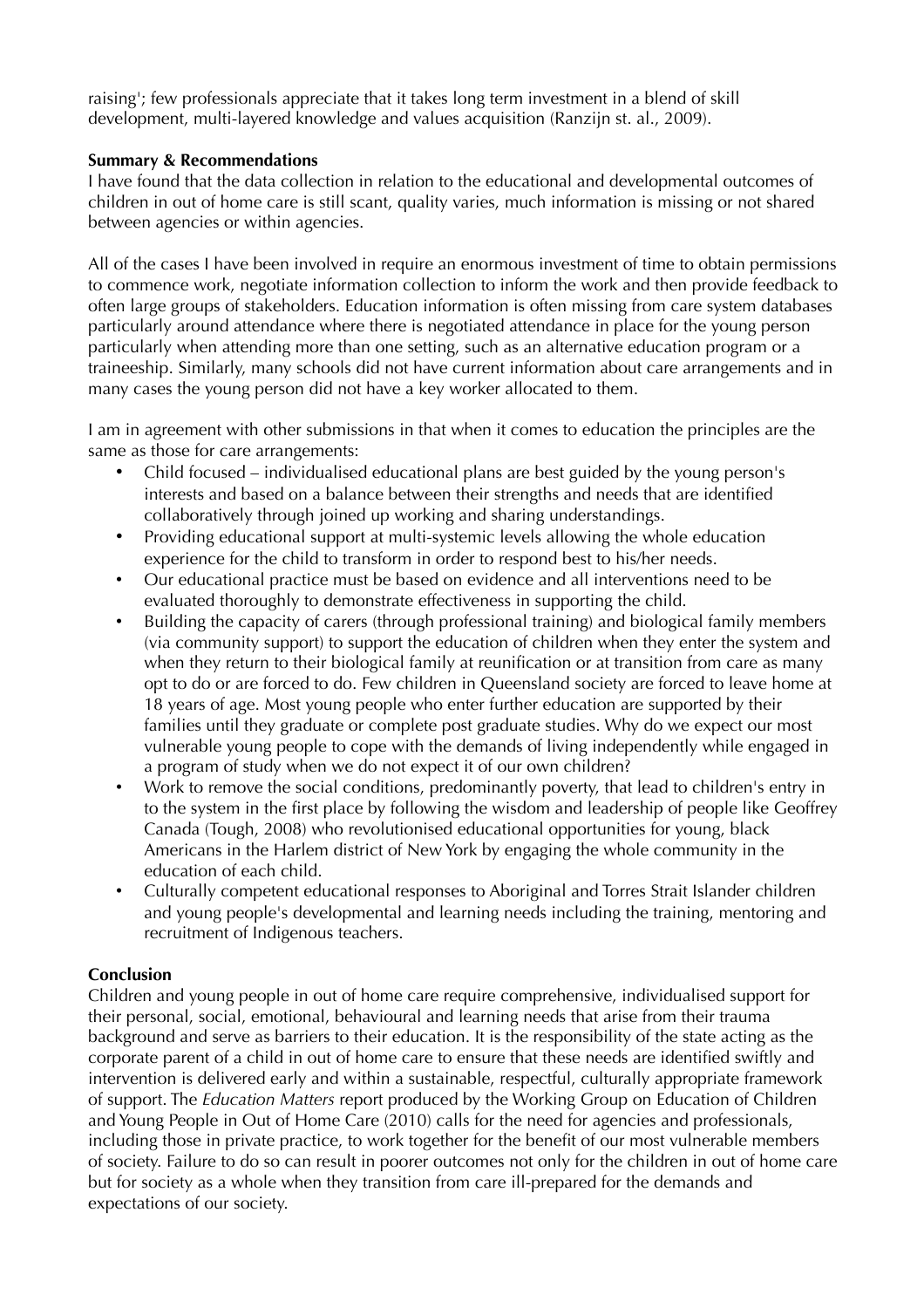raising'; few professionals appreciate that it takes long term investment in a blend of skill development, multi-layered knowledge and values acquisition (Ranzijn st. al., 2009).

**Summary & Recommendations**

I have found that the data collection in relation to the educational and developmental outcomes of children in out of home care is still scant, quality varies, much information is missing or not shared between agencies or within agencies.

All of the cases I have been involved in require an enormous investment of time to obtain permissions to commence work, negotiate information collection to inform the work and then provide feedback to often large groups of stakeholders. Education information is often missing from care system databases particularly around attendance where there is negotiated attendance in place for the young person particularly when attending more than one setting, such as an alternative education program or a traineeship. Similarly, many schools did not have current information about care arrangements and in many cases the young person did not have a key worker allocated to them.

I am in agreement with other submissions in that when it comes to education the principles are the same as those for care arrangements:

- Child focused – individualised educational plans are best guided by the young person's interests and based on a balance between their strengths and needs that are identified collaboratively through joined up working and sharing understandings.
- Providing educational support at multi-systemic levels allowing the whole education experience for the child to transform in order to respond best to his/her needs.
- Our educational practice must be based on evidence and all interventions need to be evaluated thoroughly to demonstrate effectiveness in supporting the child.
- Building the capacity of carers (through professional training) and biological family members (via community support) to support the education of children when they enter the system and when they return to their biological family at reunification or at transition from care as many opt to do or are forced to do. Few children in Queensland society are forced to leave home at 18 years of age. Most young people who enter further education are supported by their families until they graduate or complete post graduate studies. Why do we expect our most vulnerable young people to cope with the demands of living independently while engaged in a program of study when we do not expect it of our own children?
- Work to remove the social conditions, predominantly poverty, that lead to children's entry in to the system in the first place by following the wisdom and leadership of people like Geoffrey Canada (Tough, 2008) who revolutionised educational opportunities for young, black Americans in the Harlem district of New York by engaging the whole community in the education of each child.
- Culturally competent educational responses to Aboriginal and Torres Strait Islander children and young people's developmental and learning needs including the training, mentoring and recruitment of Indigenous teachers.

**Conclusion**

Children and young people in out of home care require comprehensive, individualised support for their personal, social, emotional, behavioural and learning needs that arise from their trauma background and serve as barriers to their education. It is the responsibility of the state acting as the corporate parent of a child in out of home care to ensure that these needs are identified swiftly and intervention is delivered early and within a sustainable, respectful, culturally appropriate framework of support. The *Education Matters* report produced by the Working Group on Education of Children and Young People in Out of Home Care (2010) calls for the need for agencies and professionals, including those in private practice, to work together for the benefit of our most vulnerable members of society. Failure to do so can result in poorer outcomes not only for the children in out of home care but for society as a whole when they transition from care ill-prepared for the demands and expectations of our society.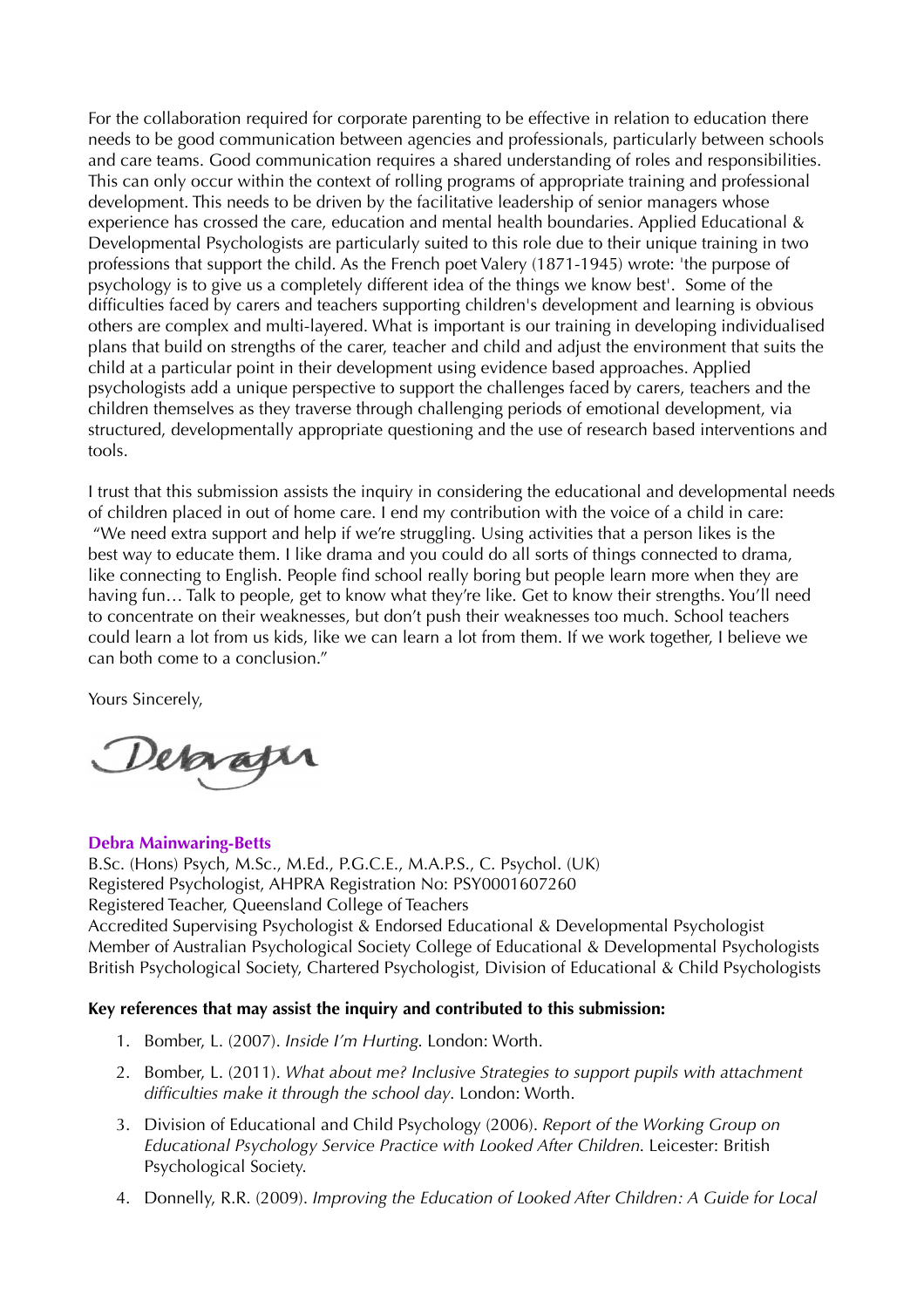For the collaboration required for corporate parenting to be effective in relation to education there needs to be good communication between agencies and professionals, particularly between schools and care teams. Good communication requires a shared understanding of roles and responsibilities. This can only occur within the context of rolling programs of appropriate training and professional development. This needs to be driven by the facilitative leadership of senior managers whose experience has crossed the care, education and mental health boundaries. Applied Educational & Developmental Psychologists are particularly suited to this role due to their unique training in two professions that support the child. As the French poet Valery (1871-1945) wrote: 'the purpose of psychology is to give us a completely different idea of the things we know best'. Some of the difficulties faced by carers and teachers supporting children's development and learning is obvious others are complex and multi-layered. What is important is our training in developing individualised plans that build on strengths of the carer, teacher and child and adjust the environment that suits the child at a particular point in their development using evidence based approaches. Applied psychologists add a unique perspective to support the challenges faced by carers, teachers and the children themselves as they traverse through challenging periods of emotional development, via structured, developmentally appropriate questioning and the use of research based interventions and tools.

I trust that this submission assists the inquiry in considering the educational and developmental needs of children placed in out of home care. I end my contribution with the voice of a child in care: "We need extra support and help if we're struggling. Using activities that a person likes is the best way to educate them. I like drama and you could do all sorts of things connected to drama, like connecting to English. People find school really boring but people learn more when they are having fun… Talk to people, get to know what they're like. Get to know their strengths. You'll need to concentrate on their weaknesses, but don't push their weaknesses too much. School teachers could learn a lot from us kids, like we can learn a lot from them. If we work together, I believe we can both come to a conclusion."

Yours Sincerely,

**Debra Mainwaring-Betts**
B.Sc. (Hons) Psych, M.Sc., M.Ed., P.G.C.E., M.A.P.S., C. Psychol. (UK)
Registered Psychologist, AHPRA Registration No: PSY0001607260
Registered Teacher, Queensland College of Teachers
Accredited Supervising Psychologist & Endorsed Educational & Developmental Psychologist
Member of Australian Psychological Society College of Educational & Developmental Psychologists
British Psychological Society, Chartered Psychologist, Division of Educational & Child Psychologists

**Key references that may assist the inquiry and contributed to this submission:**

1. Bomber, L. (2007). *Inside I'm Hurting.* London: Worth.
2. Bomber, L. (2011). *What about me? Inclusive Strategies to support pupils with attachment difficulties make it through the school day*. London: Worth.
3. Division of Educational and Child Psychology (2006). *Report of the Working Group on Educational Psychology Service Practice with Looked After Children*. Leicester: British Psychological Society.
4. Donnelly, R.R. (2009). *Improving the Education of Looked After Children: A Guide for Local*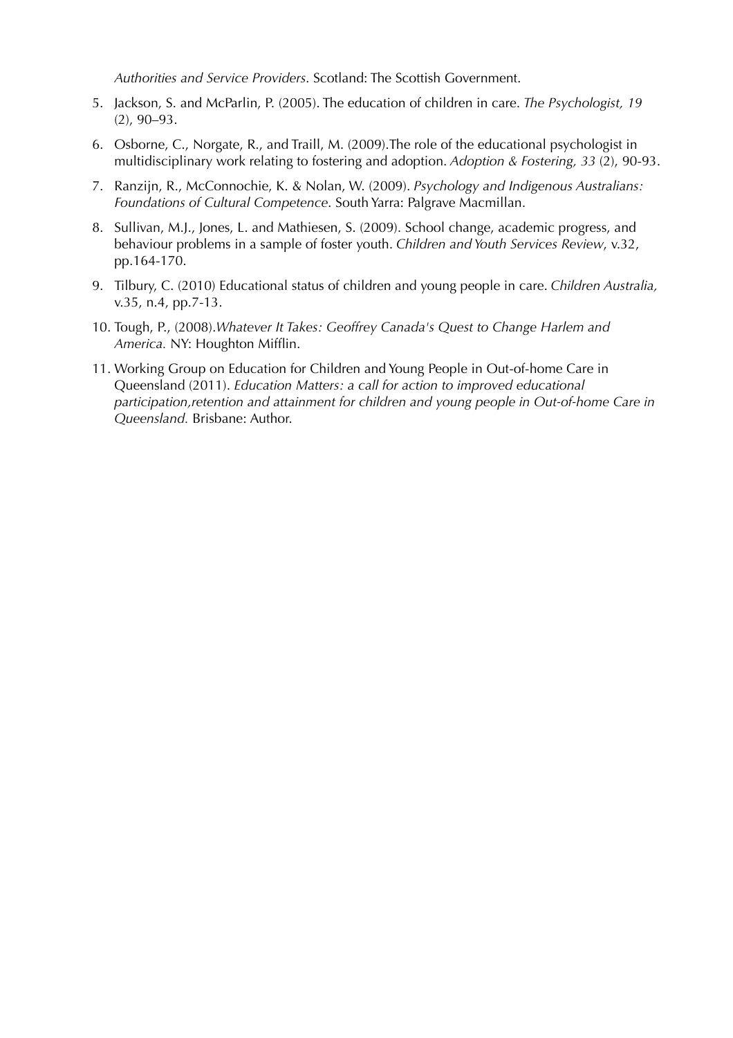*Authorities and Service Providers*. Scotland: The Scottish Government.

5. Jackson, S. and McParlin, P. (2005). The education of children in care. *The Psychologist, 19* (2), 90–93.
6. Osborne, C., Norgate, R., and Traill, M. (2009).The role of the educational psychologist in multidisciplinary work relating to fostering and adoption. *Adoption & Fostering, 33* (2), 90-93.
7. Ranzijn, R., McConnochie, K. & Nolan, W. (2009). *Psychology and Indigenous Australians: Foundations of Cultural Competence*. South Yarra: Palgrave Macmillan.
8. Sullivan, M.J., Jones, L. and Mathiesen, S. (2009). School change, academic progress, and behaviour problems in a sample of foster youth. *Children and Youth Services Review*, v.32, pp.164-170.
9. Tilbury, C. (2010) Educational status of children and young people in care. *Children Australia,* v.35, n.4, pp.7-13.
10. Tough, P., (2008).*Whatever It Takes: Geoffrey Canada's Quest to Change Harlem and America.* NY: Houghton Mifflin.
11. Working Group on Education for Children and Young People in Out-of-home Care in Queensland (2011). *Education Matters: a call for action to improved educational participation,retention and attainment for children and young people in Out-of-home Care in Queensland.* Brisbane: Author.